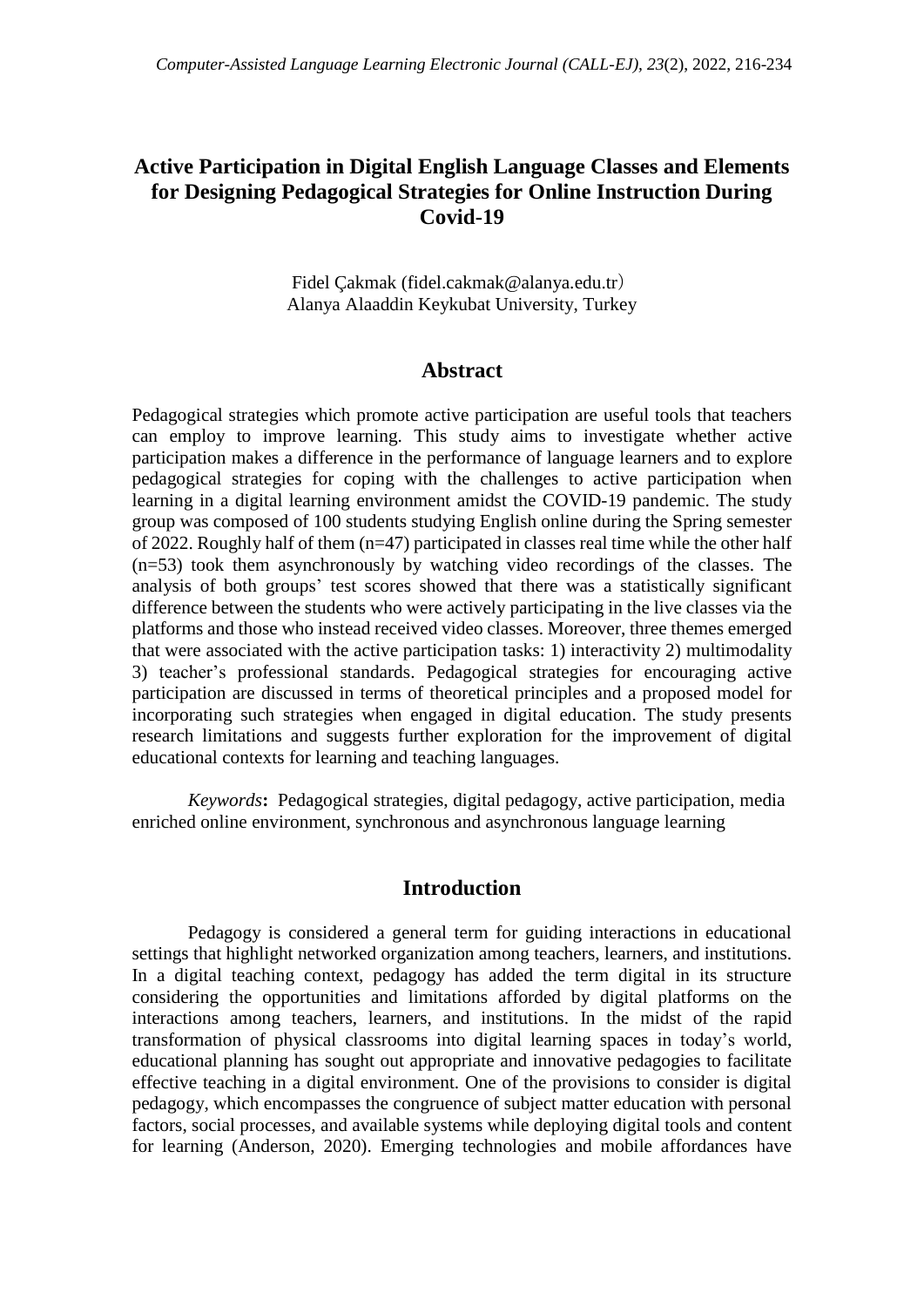# Active Participation in Digital English Language Classes and Elements for Designing Pedagogical Strategies for Online Instruction During Covid-19

Fidel Çakmak (fidel.cakmak@alanya.edu.tr)
Alanya Alaaddin Keykubat University, Turkey

## Abstract

Pedagogical strategies which promote active participation are useful tools that teachers can employ to improve learning. This study aims to investigate whether active participation makes a difference in the performance of language learners and to explore pedagogical strategies for coping with the challenges to active participation when learning in a digital learning environment amidst the COVID-19 pandemic. The study group was composed of 100 students studying English online during the Spring semester of 2022. Roughly half of them (n=47) participated in classes real time while the other half (n=53) took them asynchronously by watching video recordings of the classes. The analysis of both groups' test scores showed that there was a statistically significant difference between the students who were actively participating in the live classes via the platforms and those who instead received video classes. Moreover, three themes emerged that were associated with the active participation tasks: 1) interactivity 2) multimodality 3) teacher's professional standards. Pedagogical strategies for encouraging active participation are discussed in terms of theoretical principles and a proposed model for incorporating such strategies when engaged in digital education. The study presents research limitations and suggests further exploration for the improvement of digital educational contexts for learning and teaching languages.

*Keywords***:** Pedagogical strategies, digital pedagogy, active participation, media enriched online environment, synchronous and asynchronous language learning

## Introduction

Pedagogy is considered a general term for guiding interactions in educational settings that highlight networked organization among teachers, learners, and institutions. In a digital teaching context, pedagogy has added the term digital in its structure considering the opportunities and limitations afforded by digital platforms on the interactions among teachers, learners, and institutions. In the midst of the rapid transformation of physical classrooms into digital learning spaces in today's world, educational planning has sought out appropriate and innovative pedagogies to facilitate effective teaching in a digital environment. One of the provisions to consider is digital pedagogy, which encompasses the congruence of subject matter education with personal factors, social processes, and available systems while deploying digital tools and content for learning (Anderson, 2020). Emerging technologies and mobile affordances have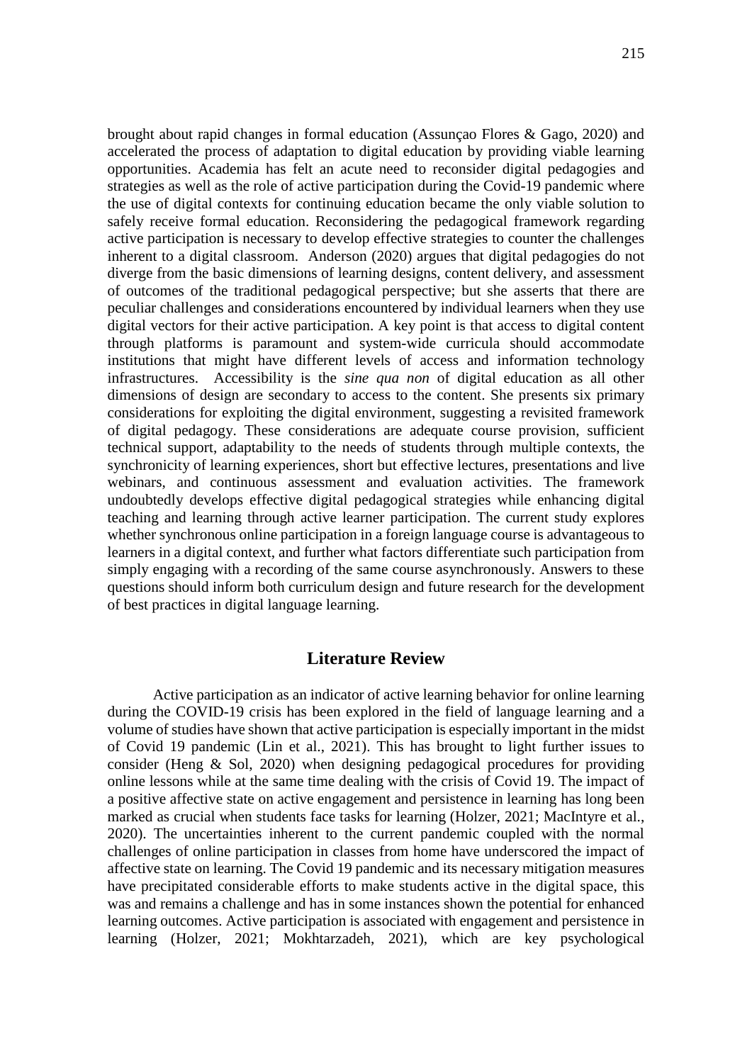brought about rapid changes in formal education (Assunçao Flores & Gago, 2020) and accelerated the process of adaptation to digital education by providing viable learning opportunities. Academia has felt an acute need to reconsider digital pedagogies and strategies as well as the role of active participation during the Covid-19 pandemic where the use of digital contexts for continuing education became the only viable solution to safely receive formal education. Reconsidering the pedagogical framework regarding active participation is necessary to develop effective strategies to counter the challenges inherent to a digital classroom. Anderson (2020) argues that digital pedagogies do not diverge from the basic dimensions of learning designs, content delivery, and assessment of outcomes of the traditional pedagogical perspective; but she asserts that there are peculiar challenges and considerations encountered by individual learners when they use digital vectors for their active participation. A key point is that access to digital content through platforms is paramount and system-wide curricula should accommodate institutions that might have different levels of access and information technology infrastructures. Accessibility is the *sine qua non* of digital education as all other dimensions of design are secondary to access to the content. She presents six primary considerations for exploiting the digital environment, suggesting a revisited framework of digital pedagogy. These considerations are adequate course provision, sufficient technical support, adaptability to the needs of students through multiple contexts, the synchronicity of learning experiences, short but effective lectures, presentations and live webinars, and continuous assessment and evaluation activities. The framework undoubtedly develops effective digital pedagogical strategies while enhancing digital teaching and learning through active learner participation. The current study explores whether synchronous online participation in a foreign language course is advantageous to learners in a digital context, and further what factors differentiate such participation from simply engaging with a recording of the same course asynchronously. Answers to these questions should inform both curriculum design and future research for the development of best practices in digital language learning.

## Literature Review

Active participation as an indicator of active learning behavior for online learning during the COVID-19 crisis has been explored in the field of language learning and a volume of studies have shown that active participation is especially important in the midst of Covid 19 pandemic (Lin et al., 2021). This has brought to light further issues to consider (Heng & Sol, 2020) when designing pedagogical procedures for providing online lessons while at the same time dealing with the crisis of Covid 19. The impact of a positive affective state on active engagement and persistence in learning has long been marked as crucial when students face tasks for learning (Holzer, 2021; MacIntyre et al., 2020). The uncertainties inherent to the current pandemic coupled with the normal challenges of online participation in classes from home have underscored the impact of affective state on learning. The Covid 19 pandemic and its necessary mitigation measures have precipitated considerable efforts to make students active in the digital space, this was and remains a challenge and has in some instances shown the potential for enhanced learning outcomes. Active participation is associated with engagement and persistence in learning (Holzer, 2021; Mokhtarzadeh, 2021), which are key psychological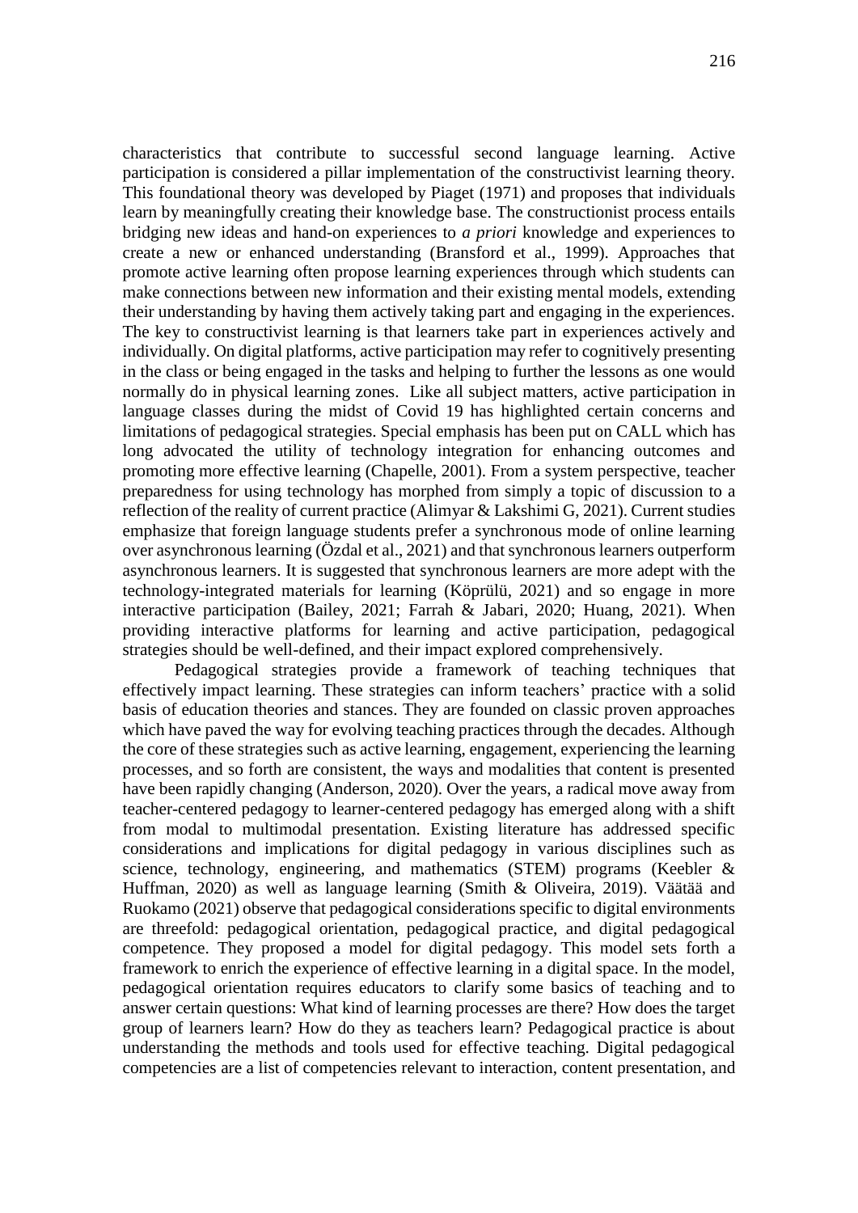characteristics that contribute to successful second language learning. Active participation is considered a pillar implementation of the constructivist learning theory. This foundational theory was developed by Piaget (1971) and proposes that individuals learn by meaningfully creating their knowledge base. The constructionist process entails bridging new ideas and hand-on experiences to *a priori* knowledge and experiences to create a new or enhanced understanding (Bransford et al., 1999). Approaches that promote active learning often propose learning experiences through which students can make connections between new information and their existing mental models, extending their understanding by having them actively taking part and engaging in the experiences. The key to constructivist learning is that learners take part in experiences actively and individually. On digital platforms, active participation may refer to cognitively presenting in the class or being engaged in the tasks and helping to further the lessons as one would normally do in physical learning zones. Like all subject matters, active participation in language classes during the midst of Covid 19 has highlighted certain concerns and limitations of pedagogical strategies. Special emphasis has been put on CALL which has long advocated the utility of technology integration for enhancing outcomes and promoting more effective learning (Chapelle, 2001). From a system perspective, teacher preparedness for using technology has morphed from simply a topic of discussion to a reflection of the reality of current practice (Alimyar & Lakshimi G, 2021). Current studies emphasize that foreign language students prefer a synchronous mode of online learning over asynchronous learning (Özdal et al., 2021) and that synchronous learners outperform asynchronous learners. It is suggested that synchronous learners are more adept with the technology-integrated materials for learning (Köprülü, 2021) and so engage in more interactive participation (Bailey, 2021; Farrah & Jabari, 2020; Huang, 2021). When providing interactive platforms for learning and active participation, pedagogical strategies should be well-defined, and their impact explored comprehensively.

Pedagogical strategies provide a framework of teaching techniques that effectively impact learning. These strategies can inform teachers' practice with a solid basis of education theories and stances. They are founded on classic proven approaches which have paved the way for evolving teaching practices through the decades. Although the core of these strategies such as active learning, engagement, experiencing the learning processes, and so forth are consistent, the ways and modalities that content is presented have been rapidly changing (Anderson, 2020). Over the years, a radical move away from teacher-centered pedagogy to learner-centered pedagogy has emerged along with a shift from modal to multimodal presentation. Existing literature has addressed specific considerations and implications for digital pedagogy in various disciplines such as science, technology, engineering, and mathematics (STEM) programs (Keebler & Huffman, 2020) as well as language learning (Smith & Oliveira, 2019). Väätää and Ruokamo (2021) observe that pedagogical considerations specific to digital environments are threefold: pedagogical orientation, pedagogical practice, and digital pedagogical competence. They proposed a model for digital pedagogy. This model sets forth a framework to enrich the experience of effective learning in a digital space. In the model, pedagogical orientation requires educators to clarify some basics of teaching and to answer certain questions: What kind of learning processes are there? How does the target group of learners learn? How do they as teachers learn? Pedagogical practice is about understanding the methods and tools used for effective teaching. Digital pedagogical competencies are a list of competencies relevant to interaction, content presentation, and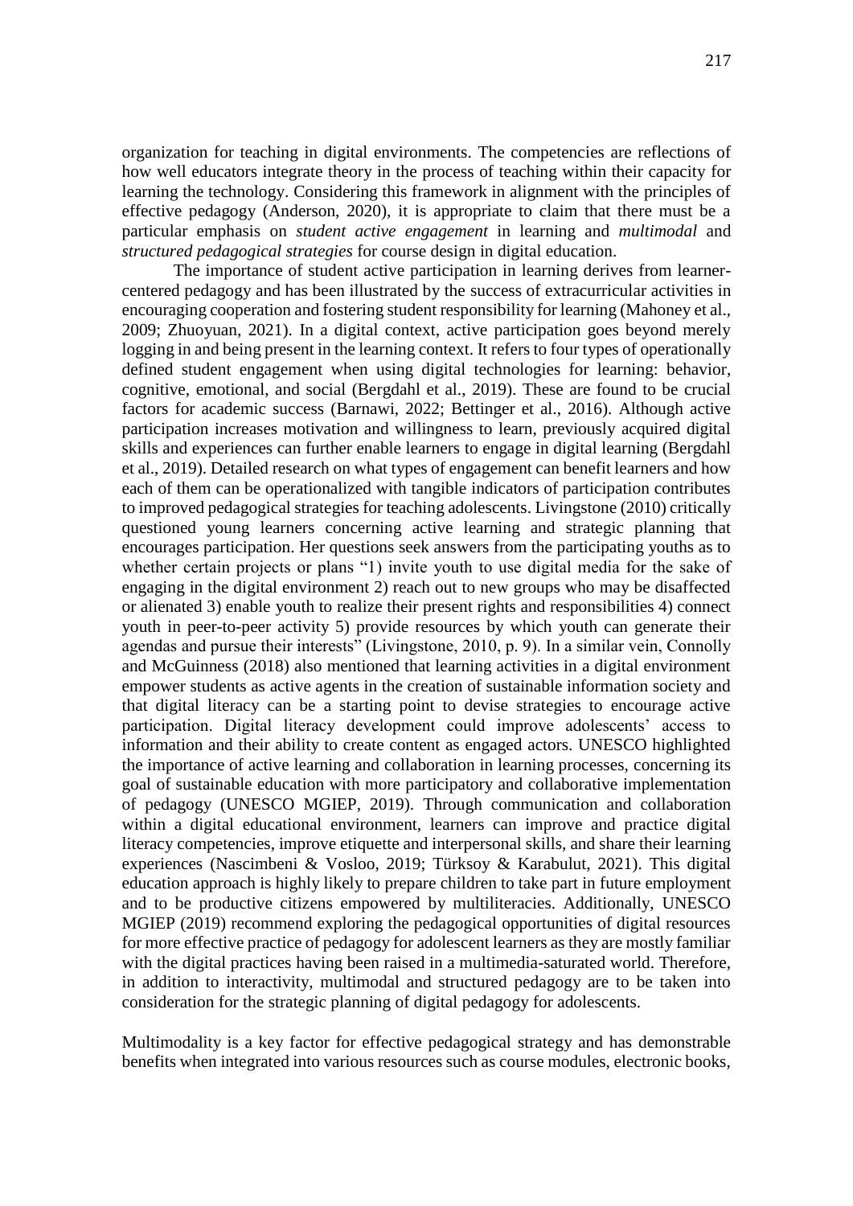organization for teaching in digital environments. The competencies are reflections of how well educators integrate theory in the process of teaching within their capacity for learning the technology. Considering this framework in alignment with the principles of effective pedagogy (Anderson, 2020), it is appropriate to claim that there must be a particular emphasis on *student active engagement* in learning and *multimodal* and *structured pedagogical strategies* for course design in digital education.

The importance of student active participation in learning derives from learner-centered pedagogy and has been illustrated by the success of extracurricular activities in encouraging cooperation and fostering student responsibility for learning (Mahoney et al., 2009; Zhuoyuan, 2021). In a digital context, active participation goes beyond merely logging in and being present in the learning context. It refers to four types of operationally defined student engagement when using digital technologies for learning: behavior, cognitive, emotional, and social (Bergdahl et al., 2019). These are found to be crucial factors for academic success (Barnawi, 2022; Bettinger et al., 2016). Although active participation increases motivation and willingness to learn, previously acquired digital skills and experiences can further enable learners to engage in digital learning (Bergdahl et al., 2019). Detailed research on what types of engagement can benefit learners and how each of them can be operationalized with tangible indicators of participation contributes to improved pedagogical strategies for teaching adolescents. Livingstone (2010) critically questioned young learners concerning active learning and strategic planning that encourages participation. Her questions seek answers from the participating youths as to whether certain projects or plans "1) invite youth to use digital media for the sake of engaging in the digital environment 2) reach out to new groups who may be disaffected or alienated 3) enable youth to realize their present rights and responsibilities 4) connect youth in peer-to-peer activity 5) provide resources by which youth can generate their agendas and pursue their interests" (Livingstone, 2010, p. 9). In a similar vein, Connolly and McGuinness (2018) also mentioned that learning activities in a digital environment empower students as active agents in the creation of sustainable information society and that digital literacy can be a starting point to devise strategies to encourage active participation. Digital literacy development could improve adolescents' access to information and their ability to create content as engaged actors. UNESCO highlighted the importance of active learning and collaboration in learning processes, concerning its goal of sustainable education with more participatory and collaborative implementation of pedagogy (UNESCO MGIEP, 2019). Through communication and collaboration within a digital educational environment, learners can improve and practice digital literacy competencies, improve etiquette and interpersonal skills, and share their learning experiences (Nascimbeni & Vosloo, 2019; Türksoy & Karabulut, 2021). This digital education approach is highly likely to prepare children to take part in future employment and to be productive citizens empowered by multiliteracies. Additionally, UNESCO MGIEP (2019) recommend exploring the pedagogical opportunities of digital resources for more effective practice of pedagogy for adolescent learners as they are mostly familiar with the digital practices having been raised in a multimedia-saturated world. Therefore, in addition to interactivity, multimodal and structured pedagogy are to be taken into consideration for the strategic planning of digital pedagogy for adolescents.

Multimodality is a key factor for effective pedagogical strategy and has demonstrable benefits when integrated into various resources such as course modules, electronic books,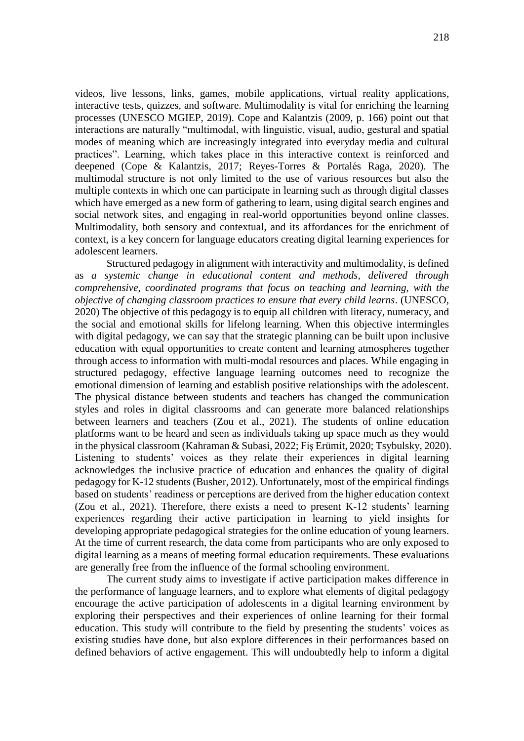videos, live lessons, links, games, mobile applications, virtual reality applications, interactive tests, quizzes, and software. Multimodality is vital for enriching the learning processes (UNESCO MGIEP, 2019). Cope and Kalantzis (2009, p. 166) point out that interactions are naturally "multimodal, with linguistic, visual, audio, gestural and spatial modes of meaning which are increasingly integrated into everyday media and cultural practices". Learning, which takes place in this interactive context is reinforced and deepened (Cope & Kalantzis, 2017; Reyes-Torres & Portalés Raga, 2020). The multimodal structure is not only limited to the use of various resources but also the multiple contexts in which one can participate in learning such as through digital classes which have emerged as a new form of gathering to learn, using digital search engines and social network sites, and engaging in real-world opportunities beyond online classes. Multimodality, both sensory and contextual, and its affordances for the enrichment of context, is a key concern for language educators creating digital learning experiences for adolescent learners.

Structured pedagogy in alignment with interactivity and multimodality, is defined as *a systemic change in educational content and methods, delivered through comprehensive, coordinated programs that focus on teaching and learning, with the objective of changing classroom practices to ensure that every child learns*. (UNESCO, 2020) The objective of this pedagogy is to equip all children with literacy, numeracy, and the social and emotional skills for lifelong learning. When this objective intermingles with digital pedagogy, we can say that the strategic planning can be built upon inclusive education with equal opportunities to create content and learning atmospheres together through access to information with multi-modal resources and places. While engaging in structured pedagogy, effective language learning outcomes need to recognize the emotional dimension of learning and establish positive relationships with the adolescent. The physical distance between students and teachers has changed the communication styles and roles in digital classrooms and can generate more balanced relationships between learners and teachers (Zou et al., 2021). The students of online education platforms want to be heard and seen as individuals taking up space much as they would in the physical classroom (Kahraman & Subasi, 2022; Fiş Erümit, 2020; Tsybulsky, 2020). Listening to students' voices as they relate their experiences in digital learning acknowledges the inclusive practice of education and enhances the quality of digital pedagogy for K-12 students (Busher, 2012). Unfortunately, most of the empirical findings based on students' readiness or perceptions are derived from the higher education context (Zou et al., 2021). Therefore, there exists a need to present K-12 students' learning experiences regarding their active participation in learning to yield insights for developing appropriate pedagogical strategies for the online education of young learners. At the time of current research, the data come from participants who are only exposed to digital learning as a means of meeting formal education requirements. These evaluations are generally free from the influence of the formal schooling environment.

The current study aims to investigate if active participation makes difference in the performance of language learners, and to explore what elements of digital pedagogy encourage the active participation of adolescents in a digital learning environment by exploring their perspectives and their experiences of online learning for their formal education. This study will contribute to the field by presenting the students' voices as existing studies have done, but also explore differences in their performances based on defined behaviors of active engagement. This will undoubtedly help to inform a digital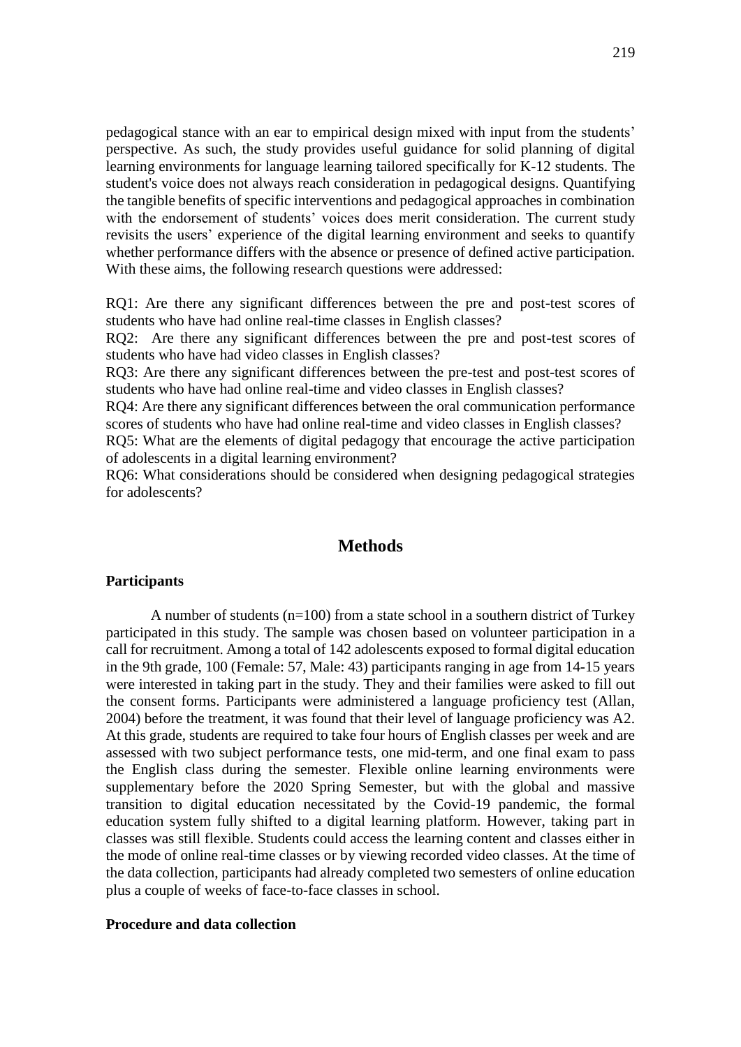pedagogical stance with an ear to empirical design mixed with input from the students' perspective. As such, the study provides useful guidance for solid planning of digital learning environments for language learning tailored specifically for K-12 students. The student's voice does not always reach consideration in pedagogical designs. Quantifying the tangible benefits of specific interventions and pedagogical approaches in combination with the endorsement of students' voices does merit consideration. The current study revisits the users' experience of the digital learning environment and seeks to quantify whether performance differs with the absence or presence of defined active participation. With these aims, the following research questions were addressed:

RQ1: Are there any significant differences between the pre and post-test scores of students who have had online real-time classes in English classes?

RQ2: Are there any significant differences between the pre and post-test scores of students who have had video classes in English classes?

RQ3: Are there any significant differences between the pre-test and post-test scores of students who have had online real-time and video classes in English classes?

RQ4: Are there any significant differences between the oral communication performance scores of students who have had online real-time and video classes in English classes?

RQ5: What are the elements of digital pedagogy that encourage the active participation of adolescents in a digital learning environment?

RQ6: What considerations should be considered when designing pedagogical strategies for adolescents?

## Methods

### Participants

A number of students (n=100) from a state school in a southern district of Turkey participated in this study. The sample was chosen based on volunteer participation in a call for recruitment. Among a total of 142 adolescents exposed to formal digital education in the 9th grade, 100 (Female: 57, Male: 43) participants ranging in age from 14-15 years were interested in taking part in the study. They and their families were asked to fill out the consent forms. Participants were administered a language proficiency test (Allan, 2004) before the treatment, it was found that their level of language proficiency was A2. At this grade, students are required to take four hours of English classes per week and are assessed with two subject performance tests, one mid-term, and one final exam to pass the English class during the semester. Flexible online learning environments were supplementary before the 2020 Spring Semester, but with the global and massive transition to digital education necessitated by the Covid-19 pandemic, the formal education system fully shifted to a digital learning platform. However, taking part in classes was still flexible. Students could access the learning content and classes either in the mode of online real-time classes or by viewing recorded video classes. At the time of the data collection, participants had already completed two semesters of online education plus a couple of weeks of face-to-face classes in school.

### Procedure and data collection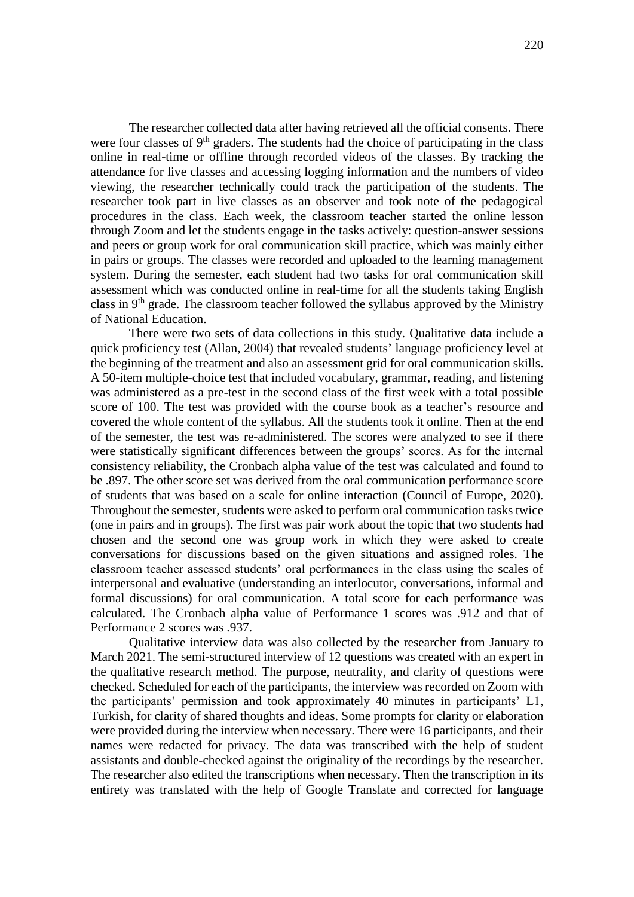The researcher collected data after having retrieved all the official consents. There were four classes of 9th graders. The students had the choice of participating in the class online in real-time or offline through recorded videos of the classes. By tracking the attendance for live classes and accessing logging information and the numbers of video viewing, the researcher technically could track the participation of the students. The researcher took part in live classes as an observer and took note of the pedagogical procedures in the class. Each week, the classroom teacher started the online lesson through Zoom and let the students engage in the tasks actively: question-answer sessions and peers or group work for oral communication skill practice, which was mainly either in pairs or groups. The classes were recorded and uploaded to the learning management system. During the semester, each student had two tasks for oral communication skill assessment which was conducted online in real-time for all the students taking English class in 9th grade. The classroom teacher followed the syllabus approved by the Ministry of National Education.

There were two sets of data collections in this study. Qualitative data include a quick proficiency test (Allan, 2004) that revealed students' language proficiency level at the beginning of the treatment and also an assessment grid for oral communication skills. A 50-item multiple-choice test that included vocabulary, grammar, reading, and listening was administered as a pre-test in the second class of the first week with a total possible score of 100. The test was provided with the course book as a teacher's resource and covered the whole content of the syllabus. All the students took it online. Then at the end of the semester, the test was re-administered. The scores were analyzed to see if there were statistically significant differences between the groups' scores. As for the internal consistency reliability, the Cronbach alpha value of the test was calculated and found to be .897. The other score set was derived from the oral communication performance score of students that was based on a scale for online interaction (Council of Europe, 2020). Throughout the semester, students were asked to perform oral communication tasks twice (one in pairs and in groups). The first was pair work about the topic that two students had chosen and the second one was group work in which they were asked to create conversations for discussions based on the given situations and assigned roles. The classroom teacher assessed students' oral performances in the class using the scales of interpersonal and evaluative (understanding an interlocutor, conversations, informal and formal discussions) for oral communication. A total score for each performance was calculated. The Cronbach alpha value of Performance 1 scores was .912 and that of Performance 2 scores was .937.

Qualitative interview data was also collected by the researcher from January to March 2021. The semi-structured interview of 12 questions was created with an expert in the qualitative research method. The purpose, neutrality, and clarity of questions were checked. Scheduled for each of the participants, the interview was recorded on Zoom with the participants' permission and took approximately 40 minutes in participants' L1, Turkish, for clarity of shared thoughts and ideas. Some prompts for clarity or elaboration were provided during the interview when necessary. There were 16 participants, and their names were redacted for privacy. The data was transcribed with the help of student assistants and double-checked against the originality of the recordings by the researcher. The researcher also edited the transcriptions when necessary. Then the transcription in its entirety was translated with the help of Google Translate and corrected for language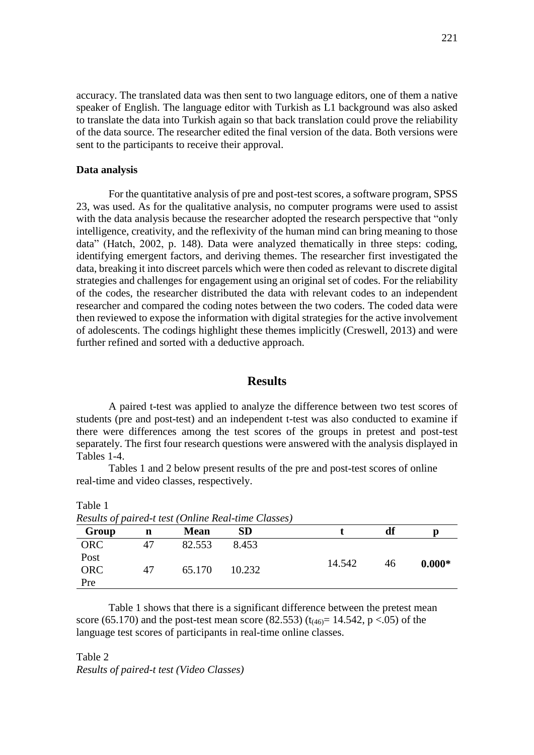accuracy. The translated data was then sent to two language editors, one of them a native speaker of English. The language editor with Turkish as L1 background was also asked to translate the data into Turkish again so that back translation could prove the reliability of the data source. The researcher edited the final version of the data. Both versions were sent to the participants to receive their approval.

### Data analysis

For the quantitative analysis of pre and post-test scores, a software program, SPSS 23, was used. As for the qualitative analysis, no computer programs were used to assist with the data analysis because the researcher adopted the research perspective that "only intelligence, creativity, and the reflexivity of the human mind can bring meaning to those data" (Hatch, 2002, p. 148). Data were analyzed thematically in three steps: coding, identifying emergent factors, and deriving themes. The researcher first investigated the data, breaking it into discreet parcels which were then coded as relevant to discrete digital strategies and challenges for engagement using an original set of codes. For the reliability of the codes, the researcher distributed the data with relevant codes to an independent researcher and compared the coding notes between the two coders. The coded data were then reviewed to expose the information with digital strategies for the active involvement of adolescents. The codings highlight these themes implicitly (Creswell, 2013) and were further refined and sorted with a deductive approach.

## Results

A paired t-test was applied to analyze the difference between two test scores of students (pre and post-test) and an independent t-test was also conducted to examine if there were differences among the test scores of the groups in pretest and post-test separately. The first four research questions were answered with the analysis displayed in Tables 1-4.

Tables 1 and 2 below present results of the pre and post-test scores of online real-time and video classes, respectively.

Table 1
*Results of paired-t test (Online Real-time Classes)*

| Group | n | Mean | SD | t | df | p |
|---|---|---|---|---|---|---|
| ORC Post | 47 | 82.553 | 8.453 | 14.542 | 46 | **0.000*** |
| ORC Pre | 47 | 65.170 | 10.232 | | | |

Table 1 shows that there is a significant difference between the pretest mean score (65.170) and the post-test mean score (82.553) ($t_{(46)}$= 14.542, $p < .05$) of the language test scores of participants in real-time online classes.

Table 2
*Results of paired-t test (Video Classes)*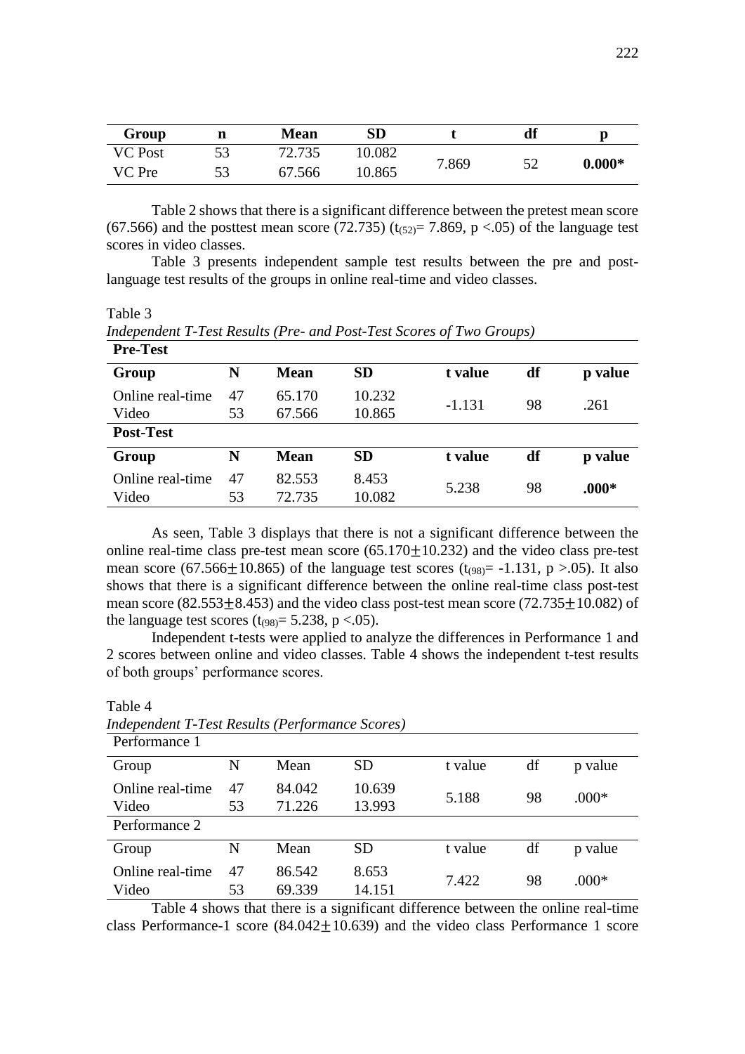| Group | n | Mean | SD | t | df | p |
|---|---|---|---|---|---|---|
| VC Post | 53 | 72.735 | 10.082 | 7.869 | 52 | **0.000*** |
| VC Pre | 53 | 67.566 | 10.865 | | | |

Table 2 shows that there is a significant difference between the pretest mean score (67.566) and the posttest mean score (72.735) ($t_{(52)}$= 7.869, $p < .05$) of the language test scores in video classes.

Table 3 presents independent sample test results between the pre and post-language test results of the groups in online real-time and video classes.

Table 3

*Independent T-Test Results (Pre- and Post-Test Scores of Two Groups)*

| **Pre-Test** | | | | | | |
|---|---|---|---|---|---|---|
| **Group** | **N** | **Mean** | **SD** | **t value** | **df** | **p value** |
| Online real-time | 47 | 65.170 | 10.232 | -1.131 | 98 | .261 |
| Video | 53 | 67.566 | 10.865 | | | |
| **Post-Test** | | | | | | |
| **Group** | **N** | **Mean** | **SD** | **t value** | **df** | **p value** |
| Online real-time | 47 | 82.553 | 8.453 | 5.238 | 98 | **.000*** |
| Video | 53 | 72.735 | 10.082 | | | |

As seen, Table 3 displays that there is not a significant difference between the online real-time class pre-test mean score (65.170$\pm$10.232) and the video class pre-test mean score (67.566$\pm$10.865) of the language test scores ($t_{(98)}$= -1.131, $p > .05$). It also shows that there is a significant difference between the online real-time class post-test mean score (82.553$\pm$8.453) and the video class post-test mean score (72.735$\pm$10.082) of the language test scores ($t_{(98)}$= 5.238, $p < .05$).

Independent t-tests were applied to analyze the differences in Performance 1 and 2 scores between online and video classes. Table 4 shows the independent t-test results of both groups' performance scores.

Table 4

*Independent T-Test Results (Performance Scores)*

| Performance 1 | | | | | | |
|---|---|---|---|---|---|---|
| Group | N | Mean | SD | t value | df | p value |
| Online real-time | 47 | 84.042 | 10.639 | 5.188 | 98 | .000* |
| Video | 53 | 71.226 | 13.993 | | | |
| Performance 2 | | | | | | |
| Group | N | Mean | SD | t value | df | p value |
| Online real-time | 47 | 86.542 | 8.653 | 7.422 | 98 | .000* |
| Video | 53 | 69.339 | 14.151 | | | |

Table 4 shows that there is a significant difference between the online real-time class Performance-1 score (84.042$\pm$10.639) and the video class Performance 1 score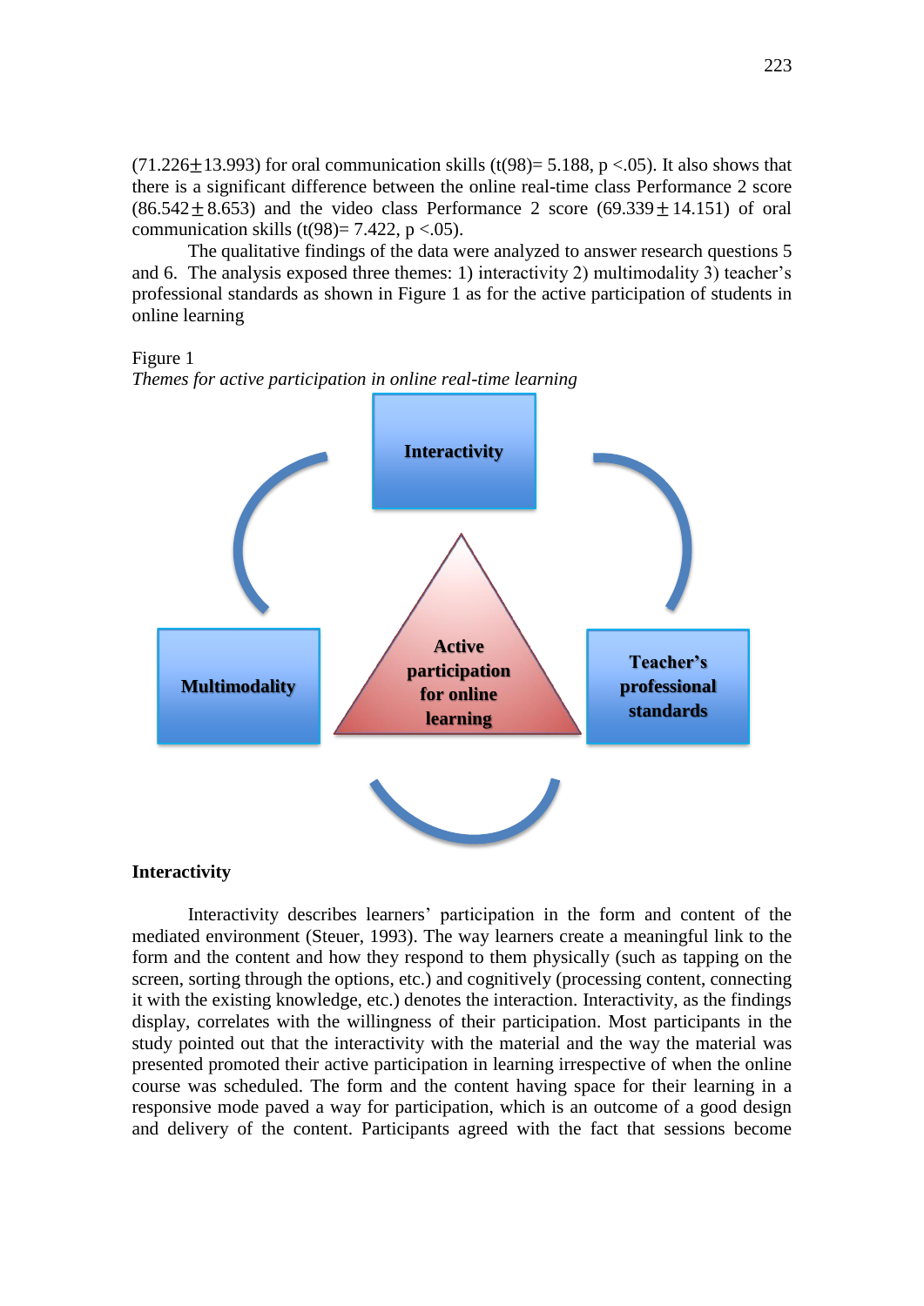(71.226±13.993) for oral communication skills (t(98)= 5.188, p <.05). It also shows that there is a significant difference between the online real-time class Performance 2 score (86.542±8.653) and the video class Performance 2 score (69.339±14.151) of oral communication skills (t(98)= 7.422, p <.05).

The qualitative findings of the data were analyzed to answer research questions 5 and 6. The analysis exposed three themes: 1) interactivity 2) multimodality 3) teacher's professional standards as shown in Figure 1 as for the active participation of students in online learning

Figure 1
*Themes for active participation in online real-time learning*

Interactivity

Multimodality

Active participation for online learning

Teacher's professional standards

**Interactivity**

Interactivity describes learners' participation in the form and content of the mediated environment (Steuer, 1993). The way learners create a meaningful link to the form and the content and how they respond to them physically (such as tapping on the screen, sorting through the options, etc.) and cognitively (processing content, connecting it with the existing knowledge, etc.) denotes the interaction. Interactivity, as the findings display, correlates with the willingness of their participation. Most participants in the study pointed out that the interactivity with the material and the way the material was presented promoted their active participation in learning irrespective of when the online course was scheduled. The form and the content having space for their learning in a responsive mode paved a way for participation, which is an outcome of a good design and delivery of the content. Participants agreed with the fact that sessions become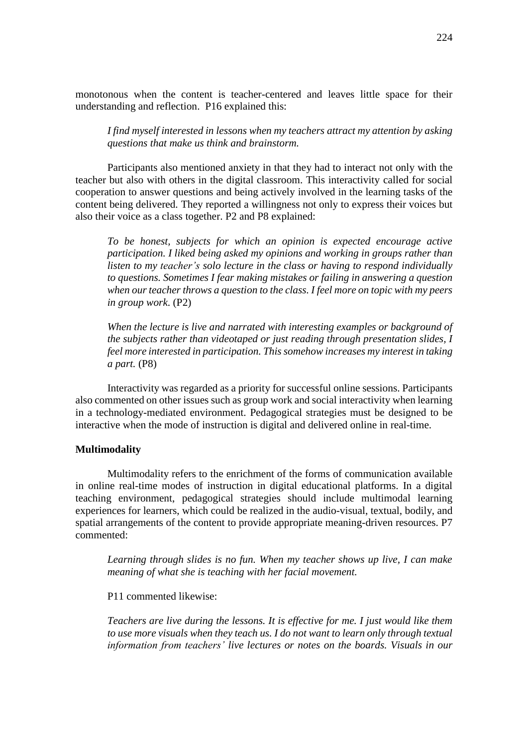monotonous when the content is teacher-centered and leaves little space for their understanding and reflection. P16 explained this:

> *I find myself interested in lessons when my teachers attract my attention by asking questions that make us think and brainstorm.*

Participants also mentioned anxiety in that they had to interact not only with the teacher but also with others in the digital classroom. This interactivity called for social cooperation to answer questions and being actively involved in the learning tasks of the content being delivered. They reported a willingness not only to express their voices but also their voice as a class together. P2 and P8 explained:

> *To be honest, subjects for which an opinion is expected encourage active participation. I liked being asked my opinions and working in groups rather than listen to my teacher's solo lecture in the class or having to respond individually to questions. Sometimes I fear making mistakes or failing in answering a question when our teacher throws a question to the class. I feel more on topic with my peers in group work.* (P2)

> *When the lecture is live and narrated with interesting examples or background of the subjects rather than videotaped or just reading through presentation slides, I feel more interested in participation. This somehow increases my interest in taking a part.* (P8)

Interactivity was regarded as a priority for successful online sessions. Participants also commented on other issues such as group work and social interactivity when learning in a technology-mediated environment. Pedagogical strategies must be designed to be interactive when the mode of instruction is digital and delivered online in real-time.

**Multimodality**

Multimodality refers to the enrichment of the forms of communication available in online real-time modes of instruction in digital educational platforms. In a digital teaching environment, pedagogical strategies should include multimodal learning experiences for learners, which could be realized in the audio-visual, textual, bodily, and spatial arrangements of the content to provide appropriate meaning-driven resources. P7 commented:

> *Learning through slides is no fun. When my teacher shows up live, I can make meaning of what she is teaching with her facial movement.*

P11 commented likewise:

> *Teachers are live during the lessons. It is effective for me. I just would like them to use more visuals when they teach us. I do not want to learn only through textual information from teachers' live lectures or notes on the boards. Visuals in our*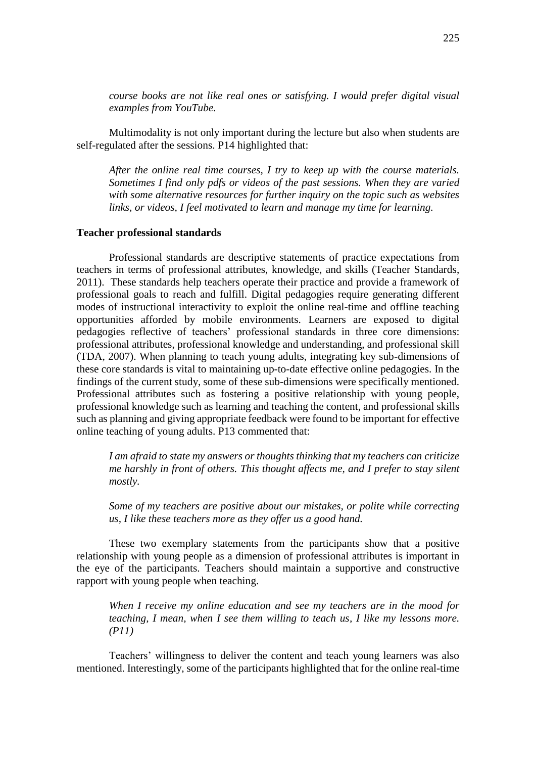*course books are not like real ones or satisfying. I would prefer digital visual examples from YouTube.*

Multimodality is not only important during the lecture but also when students are self-regulated after the sessions. P14 highlighted that:

> *After the online real time courses, I try to keep up with the course materials. Sometimes I find only pdfs or videos of the past sessions. When they are varied with some alternative resources for further inquiry on the topic such as websites links, or videos, I feel motivated to learn and manage my time for learning.*

**Teacher professional standards**

Professional standards are descriptive statements of practice expectations from teachers in terms of professional attributes, knowledge, and skills (Teacher Standards, 2011). These standards help teachers operate their practice and provide a framework of professional goals to reach and fulfill. Digital pedagogies require generating different modes of instructional interactivity to exploit the online real-time and offline teaching opportunities afforded by mobile environments. Learners are exposed to digital pedagogies reflective of teachers' professional standards in three core dimensions: professional attributes, professional knowledge and understanding, and professional skill (TDA, 2007). When planning to teach young adults, integrating key sub-dimensions of these core standards is vital to maintaining up-to-date effective online pedagogies. In the findings of the current study, some of these sub-dimensions were specifically mentioned. Professional attributes such as fostering a positive relationship with young people, professional knowledge such as learning and teaching the content, and professional skills such as planning and giving appropriate feedback were found to be important for effective online teaching of young adults. P13 commented that:

> *I am afraid to state my answers or thoughts thinking that my teachers can criticize me harshly in front of others. This thought affects me, and I prefer to stay silent mostly.*
>
> *Some of my teachers are positive about our mistakes, or polite while correcting us, I like these teachers more as they offer us a good hand.*

These two exemplary statements from the participants show that a positive relationship with young people as a dimension of professional attributes is important in the eye of the participants. Teachers should maintain a supportive and constructive rapport with young people when teaching.

> *When I receive my online education and see my teachers are in the mood for teaching, I mean, when I see them willing to teach us, I like my lessons more. (P11)*

Teachers' willingness to deliver the content and teach young learners was also mentioned. Interestingly, some of the participants highlighted that for the online real-time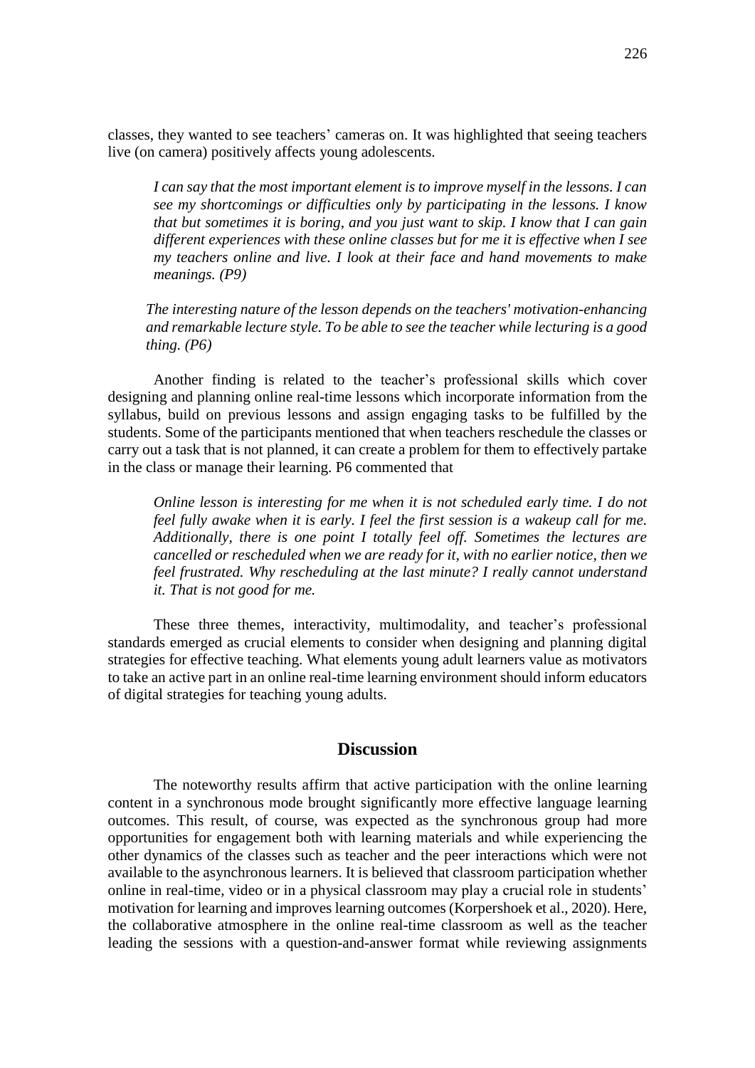classes, they wanted to see teachers' cameras on. It was highlighted that seeing teachers live (on camera) positively affects young adolescents.

> *I can say that the most important element is to improve myself in the lessons. I can see my shortcomings or difficulties only by participating in the lessons. I know that but sometimes it is boring, and you just want to skip. I know that I can gain different experiences with these online classes but for me it is effective when I see my teachers online and live. I look at their face and hand movements to make meanings. (P9)*

> *The interesting nature of the lesson depends on the teachers' motivation-enhancing and remarkable lecture style. To be able to see the teacher while lecturing is a good thing. (P6)*

Another finding is related to the teacher's professional skills which cover designing and planning online real-time lessons which incorporate information from the syllabus, build on previous lessons and assign engaging tasks to be fulfilled by the students. Some of the participants mentioned that when teachers reschedule the classes or carry out a task that is not planned, it can create a problem for them to effectively partake in the class or manage their learning. P6 commented that

> *Online lesson is interesting for me when it is not scheduled early time. I do not feel fully awake when it is early. I feel the first session is a wakeup call for me. Additionally, there is one point I totally feel off. Sometimes the lectures are cancelled or rescheduled when we are ready for it, with no earlier notice, then we feel frustrated. Why rescheduling at the last minute? I really cannot understand it. That is not good for me.*

These three themes, interactivity, multimodality, and teacher's professional standards emerged as crucial elements to consider when designing and planning digital strategies for effective teaching. What elements young adult learners value as motivators to take an active part in an online real-time learning environment should inform educators of digital strategies for teaching young adults.

## Discussion

The noteworthy results affirm that active participation with the online learning content in a synchronous mode brought significantly more effective language learning outcomes. This result, of course, was expected as the synchronous group had more opportunities for engagement both with learning materials and while experiencing the other dynamics of the classes such as teacher and the peer interactions which were not available to the asynchronous learners. It is believed that classroom participation whether online in real-time, video or in a physical classroom may play a crucial role in students' motivation for learning and improves learning outcomes (Korpershoek et al., 2020). Here, the collaborative atmosphere in the online real-time classroom as well as the teacher leading the sessions with a question-and-answer format while reviewing assignments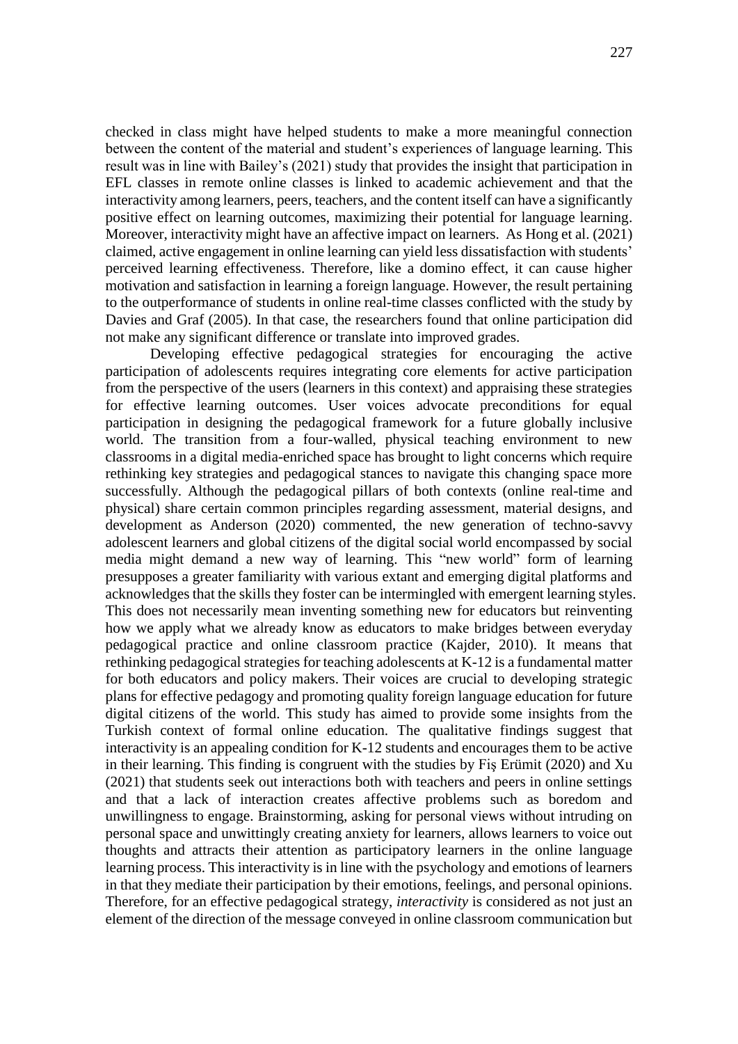checked in class might have helped students to make a more meaningful connection between the content of the material and student's experiences of language learning. This result was in line with Bailey's (2021) study that provides the insight that participation in EFL classes in remote online classes is linked to academic achievement and that the interactivity among learners, peers, teachers, and the content itself can have a significantly positive effect on learning outcomes, maximizing their potential for language learning. Moreover, interactivity might have an affective impact on learners. As Hong et al. (2021) claimed, active engagement in online learning can yield less dissatisfaction with students' perceived learning effectiveness. Therefore, like a domino effect, it can cause higher motivation and satisfaction in learning a foreign language. However, the result pertaining to the outperformance of students in online real-time classes conflicted with the study by Davies and Graf (2005). In that case, the researchers found that online participation did not make any significant difference or translate into improved grades.

Developing effective pedagogical strategies for encouraging the active participation of adolescents requires integrating core elements for active participation from the perspective of the users (learners in this context) and appraising these strategies for effective learning outcomes. User voices advocate preconditions for equal participation in designing the pedagogical framework for a future globally inclusive world. The transition from a four-walled, physical teaching environment to new classrooms in a digital media-enriched space has brought to light concerns which require rethinking key strategies and pedagogical stances to navigate this changing space more successfully. Although the pedagogical pillars of both contexts (online real-time and physical) share certain common principles regarding assessment, material designs, and development as Anderson (2020) commented, the new generation of techno-savvy adolescent learners and global citizens of the digital social world encompassed by social media might demand a new way of learning. This "new world" form of learning presupposes a greater familiarity with various extant and emerging digital platforms and acknowledges that the skills they foster can be intermingled with emergent learning styles. This does not necessarily mean inventing something new for educators but reinventing how we apply what we already know as educators to make bridges between everyday pedagogical practice and online classroom practice (Kajder, 2010). It means that rethinking pedagogical strategies for teaching adolescents at K-12 is a fundamental matter for both educators and policy makers. Their voices are crucial to developing strategic plans for effective pedagogy and promoting quality foreign language education for future digital citizens of the world. This study has aimed to provide some insights from the Turkish context of formal online education. The qualitative findings suggest that interactivity is an appealing condition for K-12 students and encourages them to be active in their learning. This finding is congruent with the studies by Fiş Erümit (2020) and Xu (2021) that students seek out interactions both with teachers and peers in online settings and that a lack of interaction creates affective problems such as boredom and unwillingness to engage. Brainstorming, asking for personal views without intruding on personal space and unwittingly creating anxiety for learners, allows learners to voice out thoughts and attracts their attention as participatory learners in the online language learning process. This interactivity is in line with the psychology and emotions of learners in that they mediate their participation by their emotions, feelings, and personal opinions. Therefore, for an effective pedagogical strategy, *interactivity* is considered as not just an element of the direction of the message conveyed in online classroom communication but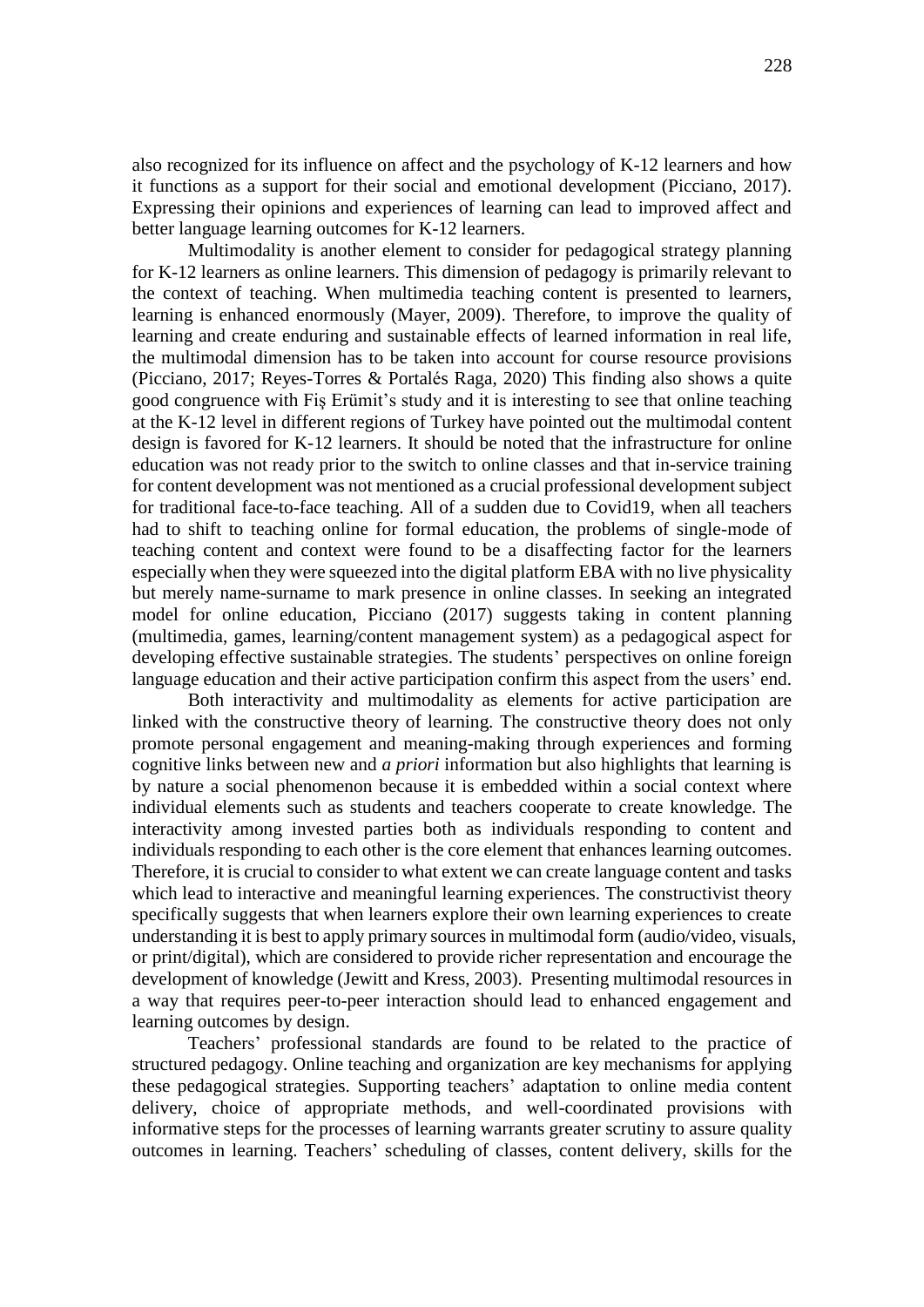also recognized for its influence on affect and the psychology of K-12 learners and how it functions as a support for their social and emotional development (Picciano, 2017). Expressing their opinions and experiences of learning can lead to improved affect and better language learning outcomes for K-12 learners.

Multimodality is another element to consider for pedagogical strategy planning for K-12 learners as online learners. This dimension of pedagogy is primarily relevant to the context of teaching. When multimedia teaching content is presented to learners, learning is enhanced enormously (Mayer, 2009). Therefore, to improve the quality of learning and create enduring and sustainable effects of learned information in real life, the multimodal dimension has to be taken into account for course resource provisions (Picciano, 2017; Reyes-Torres & Portalés Raga, 2020) This finding also shows a quite good congruence with Fiş Erümit's study and it is interesting to see that online teaching at the K-12 level in different regions of Turkey have pointed out the multimodal content design is favored for K-12 learners. It should be noted that the infrastructure for online education was not ready prior to the switch to online classes and that in-service training for content development was not mentioned as a crucial professional development subject for traditional face-to-face teaching. All of a sudden due to Covid19, when all teachers had to shift to teaching online for formal education, the problems of single-mode of teaching content and context were found to be a disaffecting factor for the learners especially when they were squeezed into the digital platform EBA with no live physicality but merely name-surname to mark presence in online classes. In seeking an integrated model for online education, Picciano (2017) suggests taking in content planning (multimedia, games, learning/content management system) as a pedagogical aspect for developing effective sustainable strategies. The students' perspectives on online foreign language education and their active participation confirm this aspect from the users' end.

Both interactivity and multimodality as elements for active participation are linked with the constructive theory of learning. The constructive theory does not only promote personal engagement and meaning-making through experiences and forming cognitive links between new and *a priori* information but also highlights that learning is by nature a social phenomenon because it is embedded within a social context where individual elements such as students and teachers cooperate to create knowledge. The interactivity among invested parties both as individuals responding to content and individuals responding to each other is the core element that enhances learning outcomes. Therefore, it is crucial to consider to what extent we can create language content and tasks which lead to interactive and meaningful learning experiences. The constructivist theory specifically suggests that when learners explore their own learning experiences to create understanding it is best to apply primary sources in multimodal form (audio/video, visuals, or print/digital), which are considered to provide richer representation and encourage the development of knowledge (Jewitt and Kress, 2003). Presenting multimodal resources in a way that requires peer-to-peer interaction should lead to enhanced engagement and learning outcomes by design.

Teachers' professional standards are found to be related to the practice of structured pedagogy. Online teaching and organization are key mechanisms for applying these pedagogical strategies. Supporting teachers' adaptation to online media content delivery, choice of appropriate methods, and well-coordinated provisions with informative steps for the processes of learning warrants greater scrutiny to assure quality outcomes in learning. Teachers' scheduling of classes, content delivery, skills for the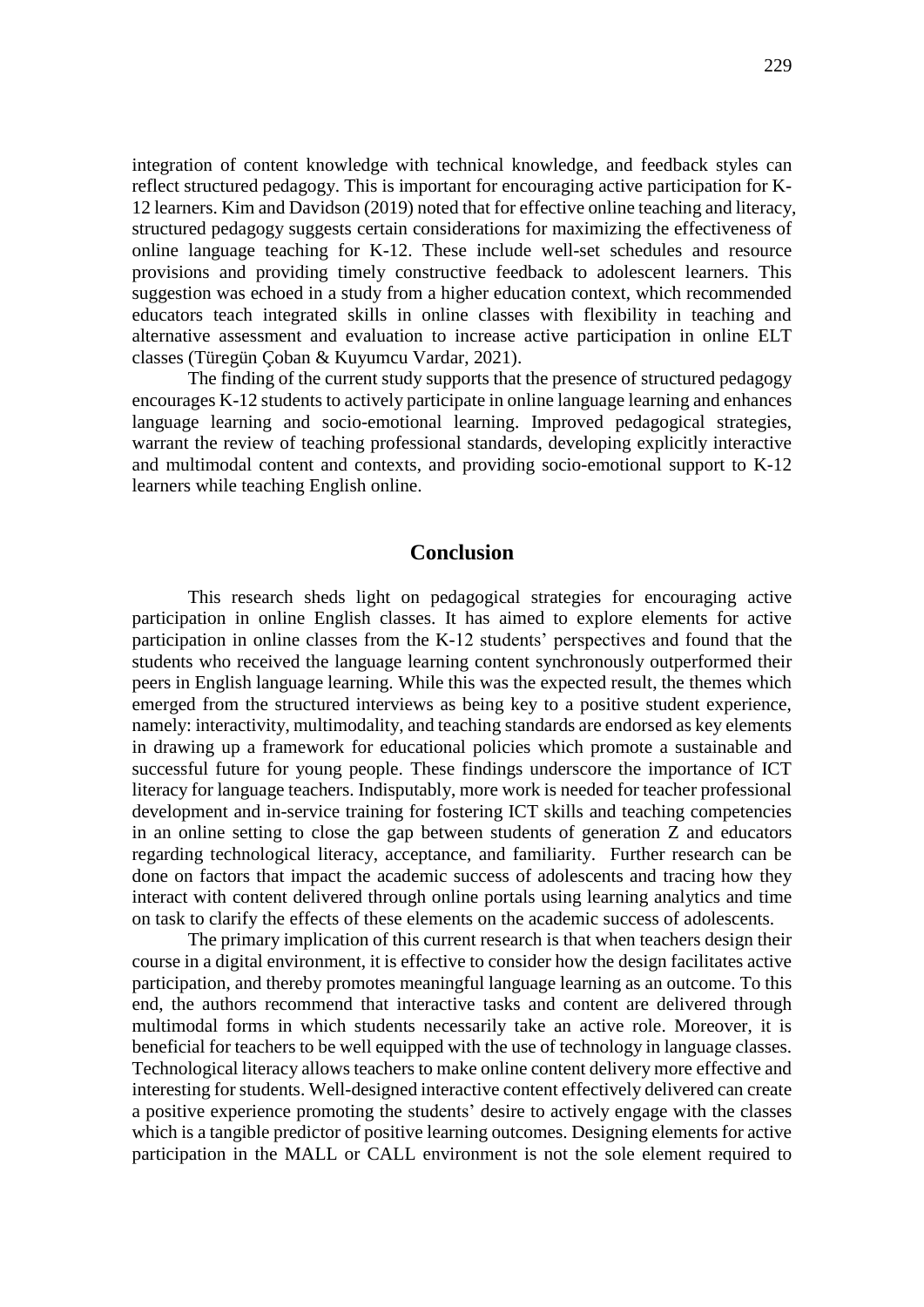integration of content knowledge with technical knowledge, and feedback styles can reflect structured pedagogy. This is important for encouraging active participation for K-12 learners. Kim and Davidson (2019) noted that for effective online teaching and literacy, structured pedagogy suggests certain considerations for maximizing the effectiveness of online language teaching for K-12. These include well-set schedules and resource provisions and providing timely constructive feedback to adolescent learners. This suggestion was echoed in a study from a higher education context, which recommended educators teach integrated skills in online classes with flexibility in teaching and alternative assessment and evaluation to increase active participation in online ELT classes (Türegün Çoban & Kuyumcu Vardar, 2021).

The finding of the current study supports that the presence of structured pedagogy encourages K-12 students to actively participate in online language learning and enhances language learning and socio-emotional learning. Improved pedagogical strategies, warrant the review of teaching professional standards, developing explicitly interactive and multimodal content and contexts, and providing socio-emotional support to K-12 learners while teaching English online.

## Conclusion

This research sheds light on pedagogical strategies for encouraging active participation in online English classes. It has aimed to explore elements for active participation in online classes from the K-12 students' perspectives and found that the students who received the language learning content synchronously outperformed their peers in English language learning. While this was the expected result, the themes which emerged from the structured interviews as being key to a positive student experience, namely: interactivity, multimodality, and teaching standards are endorsed as key elements in drawing up a framework for educational policies which promote a sustainable and successful future for young people. These findings underscore the importance of ICT literacy for language teachers. Indisputably, more work is needed for teacher professional development and in-service training for fostering ICT skills and teaching competencies in an online setting to close the gap between students of generation Z and educators regarding technological literacy, acceptance, and familiarity. Further research can be done on factors that impact the academic success of adolescents and tracing how they interact with content delivered through online portals using learning analytics and time on task to clarify the effects of these elements on the academic success of adolescents.

The primary implication of this current research is that when teachers design their course in a digital environment, it is effective to consider how the design facilitates active participation, and thereby promotes meaningful language learning as an outcome. To this end, the authors recommend that interactive tasks and content are delivered through multimodal forms in which students necessarily take an active role. Moreover, it is beneficial for teachers to be well equipped with the use of technology in language classes. Technological literacy allows teachers to make online content delivery more effective and interesting for students. Well-designed interactive content effectively delivered can create a positive experience promoting the students' desire to actively engage with the classes which is a tangible predictor of positive learning outcomes. Designing elements for active participation in the MALL or CALL environment is not the sole element required to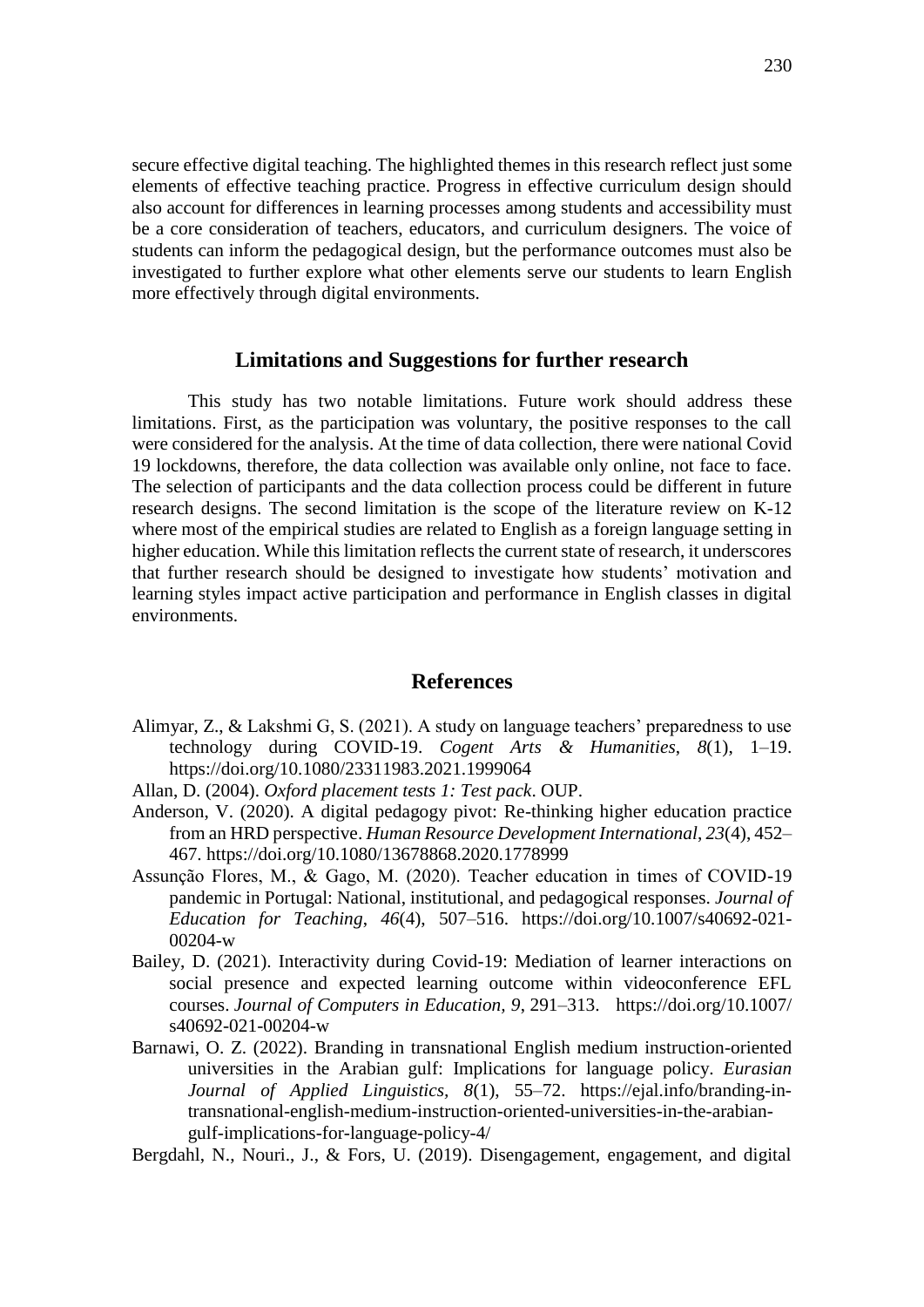secure effective digital teaching. The highlighted themes in this research reflect just some elements of effective teaching practice. Progress in effective curriculum design should also account for differences in learning processes among students and accessibility must be a core consideration of teachers, educators, and curriculum designers. The voice of students can inform the pedagogical design, but the performance outcomes must also be investigated to further explore what other elements serve our students to learn English more effectively through digital environments.

## Limitations and Suggestions for further research

This study has two notable limitations. Future work should address these limitations. First, as the participation was voluntary, the positive responses to the call were considered for the analysis. At the time of data collection, there were national Covid 19 lockdowns, therefore, the data collection was available only online, not face to face. The selection of participants and the data collection process could be different in future research designs. The second limitation is the scope of the literature review on K-12 where most of the empirical studies are related to English as a foreign language setting in higher education. While this limitation reflects the current state of research, it underscores that further research should be designed to investigate how students' motivation and learning styles impact active participation and performance in English classes in digital environments.

## References

Alimyar, Z., & Lakshmi G, S. (2021). A study on language teachers' preparedness to use technology during COVID-19. *Cogent Arts & Humanities*, *8*(1), 1–19. https://doi.org/10.1080/23311983.2021.1999064

Allan, D. (2004). *Oxford placement tests 1: Test pack*. OUP.

Anderson, V. (2020). A digital pedagogy pivot: Re-thinking higher education practice from an HRD perspective. *Human Resource Development International*, *23*(4), 452–467. https://doi.org/10.1080/13678868.2020.1778999

Assunção Flores, M., & Gago, M. (2020). Teacher education in times of COVID-19 pandemic in Portugal: National, institutional, and pedagogical responses. *Journal of Education for Teaching*, *46*(4), 507–516. https://doi.org/10.1007/s40692-021-00204-w

Bailey, D. (2021). Interactivity during Covid-19: Mediation of learner interactions on social presence and expected learning outcome within videoconference EFL courses. *Journal of Computers in Education*, *9*, 291–313. https://doi.org/10.1007/s40692-021-00204-w

Barnawi, O. Z. (2022). Branding in transnational English medium instruction-oriented universities in the Arabian gulf: Implications for language policy. *Eurasian Journal of Applied Linguistics*, *8*(1), 55–72. https://ejal.info/branding-in-transnational-english-medium-instruction-oriented-universities-in-the-arabian-gulf-implications-for-language-policy-4/

Bergdahl, N., Nouri., J., & Fors, U. (2019). Disengagement, engagement, and digital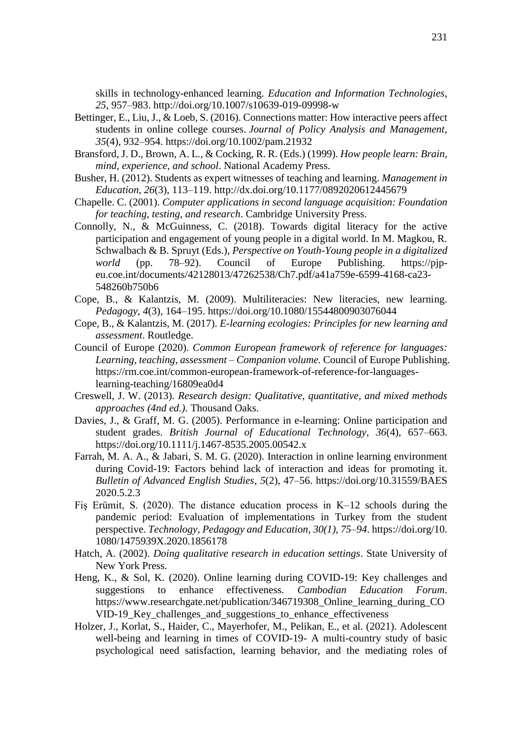skills in technology-enhanced learning. *Education and Information Technologies*, *25*, 957–983. http://doi.org/10.1007/s10639-019-09998-w

Bettinger, E., Liu, J., & Loeb, S. (2016). Connections matter: How interactive peers affect students in online college courses. *Journal of Policy Analysis and Management*, *35*(4), 932–954. https://doi.org/10.1002/pam.21932

Bransford, J. D., Brown, A. L., & Cocking, R. R. (Eds.) (1999). *How people learn: Brain, mind, experience, and school*. National Academy Press.

Busher, H. (2012). Students as expert witnesses of teaching and learning. *Management in Education*, *26*(3), 113–119. http://dx.doi.org/10.1177/0892020612445679

Chapelle. C. (2001). *Computer applications in second language acquisition: Foundation for teaching, testing, and research*. Cambridge University Press.

Connolly, N., & McGuinness, C. (2018). Towards digital literacy for the active participation and engagement of young people in a digital world. In M. Magkou, R. Schwalbach & B. Spruyt (Eds.), *Perspective on Youth-Young people in a digitalized world* (pp. 78–92). Council of Europe Publishing. https://pjp-eu.coe.int/documents/42128013/47262538/Ch7.pdf/a41a759e-6599-4168-ca23-548260b750b6

Cope, B., & Kalantzis, M. (2009). Multiliteracies: New literacies, new learning. *Pedagogy*, *4*(3), 164–195. https://doi.org/10.1080/15544800903076044

Cope, B., & Kalantzis, M. (2017). *E-learning ecologies: Principles for new learning and assessment*. Routledge.

Council of Europe (2020). *Common European framework of reference for languages: Learning, teaching, assessment – Companion volume.* Council of Europe Publishing. https://rm.coe.int/common-european-framework-of-reference-for-languages-learning-teaching/16809ea0d4

Creswell, J. W. (2013). *Research design: Qualitative, quantitative, and mixed methods approaches (4nd ed.).* Thousand Oaks.

Davies, J., & Graff, M. G. (2005). Performance in e-learning: Online participation and student grades. *British Journal of Educational Technology*, *36*(4), 657–663. https://doi.org/10.1111/j.1467-8535.2005.00542.x

Farrah, M. A. A., & Jabari, S. M. G. (2020). Interaction in online learning environment during Covid-19: Factors behind lack of interaction and ideas for promoting it. *Bulletin of Advanced English Studies*, *5*(2), 47–56. https://doi.org/10.31559/BAES 2020.5.2.3

Fiş Erümit, S. (2020). The distance education process in K–12 schools during the pandemic period: Evaluation of implementations in Turkey from the student perspective. *Technology, Pedagogy and Education*, *30(1)*, *75–94*. https://doi.org/10. 1080/1475939X.2020.1856178

Hatch, A. (2002). *Doing qualitative research in education settings*. State University of New York Press.

Heng, K., & Sol, K. (2020). Online learning during COVID-19: Key challenges and suggestions to enhance effectiveness. *Cambodian Education Forum*. https://www.researchgate.net/publication/346719308_Online_learning_during_COVID-19_Key_challenges_and_suggestions_to_enhance_effectiveness

Holzer, J., Korlat, S., Haider, C., Mayerhofer, M., Pelikan, E., et al. (2021). Adolescent well-being and learning in times of COVID-19- A multi-country study of basic psychological need satisfaction, learning behavior, and the mediating roles of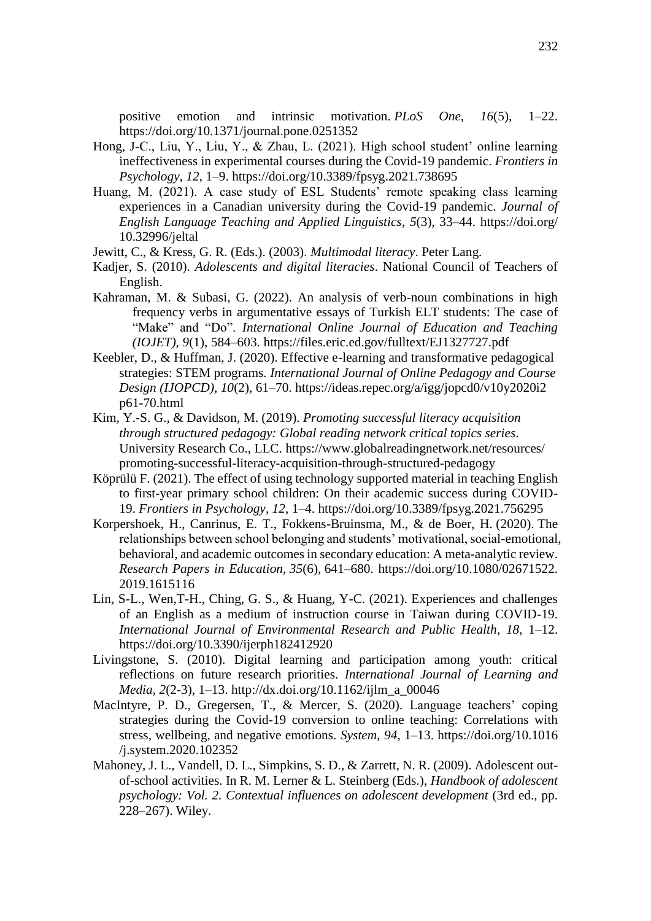positive emotion and intrinsic motivation. *PLoS One*, *16*(5), 1–22. https://doi.org/10.1371/journal.pone.0251352

Hong, J-C., Liu, Y., Liu, Y., & Zhau, L. (2021). High school student' online learning ineffectiveness in experimental courses during the Covid-19 pandemic. *Frontiers in Psychology*, *12*, 1–9. https://doi.org/10.3389/fpsyg.2021.738695

Huang, M. (2021). A case study of ESL Students' remote speaking class learning experiences in a Canadian university during the Covid-19 pandemic. *Journal of English Language Teaching and Applied Linguistics*, *5*(3), 33–44. https://doi.org/10.32996/jeltal

Jewitt, C., & Kress, G. R. (Eds.). (2003). *Multimodal literacy*. Peter Lang.

Kadjer, S. (2010). *Adolescents and digital literacies*. National Council of Teachers of English.

Kahraman, M. & Subasi, G. (2022). An analysis of verb-noun combinations in high frequency verbs in argumentative essays of Turkish ELT students: The case of "Make" and "Do". *International Online Journal of Education and Teaching (IOJET), 9*(1), 584–603. https://files.eric.ed.gov/fulltext/EJ1327727.pdf

Keebler, D., & Huffman, J. (2020). Effective e-learning and transformative pedagogical strategies: STEM programs. *International Journal of Online Pedagogy and Course Design (IJOPCD), 10*(2), 61–70. https://ideas.repec.org/a/igg/jopcd0/v10y2020i2p61-70.html

Kim, Y.-S. G., & Davidson, M. (2019). *Promoting successful literacy acquisition through structured pedagogy: Global reading network critical topics series*. University Research Co., LLC. https://www.globalreadingnetwork.net/resources/promoting-successful-literacy-acquisition-through-structured-pedagogy

Köprülü F. (2021). The effect of using technology supported material in teaching English to first-year primary school children: On their academic success during COVID-19. *Frontiers in Psychology*, *12*, 1–4. https://doi.org/10.3389/fpsyg.2021.756295

Korpershoek, H., Canrinus, E. T., Fokkens-Bruinsma, M., & de Boer, H. (2020). The relationships between school belonging and students' motivational, social-emotional, behavioral, and academic outcomes in secondary education: A meta-analytic review. *Research Papers in Education*, *35*(6), 641–680. https://doi.org/10.1080/02671522.2019.1615116

Lin, S-L., Wen,T-H., Ching, G. S., & Huang, Y-C. (2021). Experiences and challenges of an English as a medium of instruction course in Taiwan during COVID-19. *International Journal of Environmental Research and Public Health, 18*, 1–12. https://doi.org/10.3390/ijerph182412920

Livingstone, S. (2010). Digital learning and participation among youth: critical reflections on future research priorities. *International Journal of Learning and Media*, *2*(2-3), 1–13. http://dx.doi.org/10.1162/ijlm_a_00046

MacIntyre, P. D., Gregersen, T., & Mercer, S. (2020). Language teachers' coping strategies during the Covid-19 conversion to online teaching: Correlations with stress, wellbeing, and negative emotions. *System*, *94*, 1–13. https://doi.org/10.1016/j.system.2020.102352

Mahoney, J. L., Vandell, D. L., Simpkins, S. D., & Zarrett, N. R. (2009). Adolescent out-of-school activities. In R. M. Lerner & L. Steinberg (Eds.), *Handbook of adolescent psychology: Vol. 2. Contextual influences on adolescent development* (3rd ed., pp. 228–267). Wiley.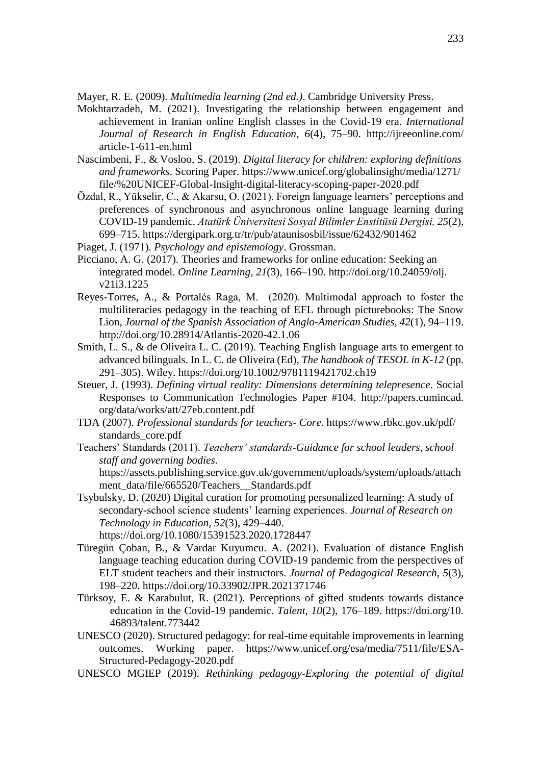Mayer, R. E. (2009). *Multimedia learning (2nd ed.)*. Cambridge University Press.

Mokhtarzadeh, M. (2021). Investigating the relationship between engagement and achievement in Iranian online English classes in the Covid-19 era. *International Journal of Research in English Education*, *6*(4), 75–90. http://ijreeonline.com/article-1-611-en.html

Nascimbeni, F., & Vosloo, S. (2019). *Digital literacy for children: exploring definitions and frameworks*. Scoring Paper. https://www.unicef.org/globalinsight/media/1271/file/%20UNICEF-Global-Insight-digital-literacy-scoping-paper-2020.pdf

Özdal, R., Yükselir, C., & Akarsu, O. (2021). Foreign language learners' perceptions and preferences of synchronous and asynchronous online language learning during COVID-19 pandemic. *Atatürk Üniversitesi Sosyal Bilimler Enstitüsü Dergisi, 25*(2), 699–715. https://dergipark.org.tr/tr/pub/ataunisosbil/issue/62432/901462

Piaget, J. (1971). *Psychology and epistemology*. Grossman.

Picciano, A. G. (2017). Theories and frameworks for online education: Seeking an integrated model. *Online Learning*, *21*(3), 166–190. http://doi.org/10.24059/olj.v21i3.1225

Reyes-Torres, A., & Portalés Raga, M. (2020). Multimodal approach to foster the multiliteracies pedagogy in the teaching of EFL through picturebooks: The Snow Lion, *Journal of the Spanish Association of Anglo-American Studies*, *42*(1), 94–119. http://doi.org/10.28914/Atlantis-2020-42.1.06

Smith, L. S., & de Oliveira L. C. (2019). Teaching English language arts to emergent to advanced bilinguals. In L. C. de Oliveira (Ed), *The handbook of TESOL in K-12* (pp. 291–305). Wiley. https://doi.org/10.1002/9781119421702.ch19

Steuer, J. (1993). *Defining virtual reality: Dimensions determining telepresence*. Social Responses to Communication Technologies Paper #104. http://papers.cumincad.org/data/works/att/27eb.content.pdf

TDA (2007). *Professional standards for teachers- Core*. https://www.rbkc.gov.uk/pdf/standards_core.pdf

Teachers' Standards (2011). *Teachers' standards-Guidance for school leaders, school staff and governing bodies*. https://assets.publishing.service.gov.uk/government/uploads/system/uploads/attachment_data/file/665520/Teachers__Standards.pdf

Tsybulsky, D. (2020) Digital curation for promoting personalized learning: A study of secondary-school science students' learning experiences. *Journal of Research on Technology in Education*, *52*(3), 429–440. https://doi.org/10.1080/15391523.2020.1728447

Türegün Çoban, B., & Vardar Kuyumcu. A. (2021). Evaluation of distance English language teaching education during COVID-19 pandemic from the perspectives of ELT student teachers and their instructors. *Journal of Pedagogical Research*, *5*(3), 198–220. https://doi.org/10.33902/JPR.2021371746

Türksoy, E. & Karabulut, R. (2021). Perceptions of gifted students towards distance education in the Covid-19 pandemic. *Talent*, *10*(2), 176–189. https://doi.org/10.46893/talent.773442

UNESCO (2020). Structured pedagogy: for real-time equitable improvements in learning outcomes. Working paper. https://www.unicef.org/esa/media/7511/file/ESA-Structured-Pedagogy-2020.pdf

UNESCO MGIEP (2019). *Rethinking pedagogy-Exploring the potential of digital*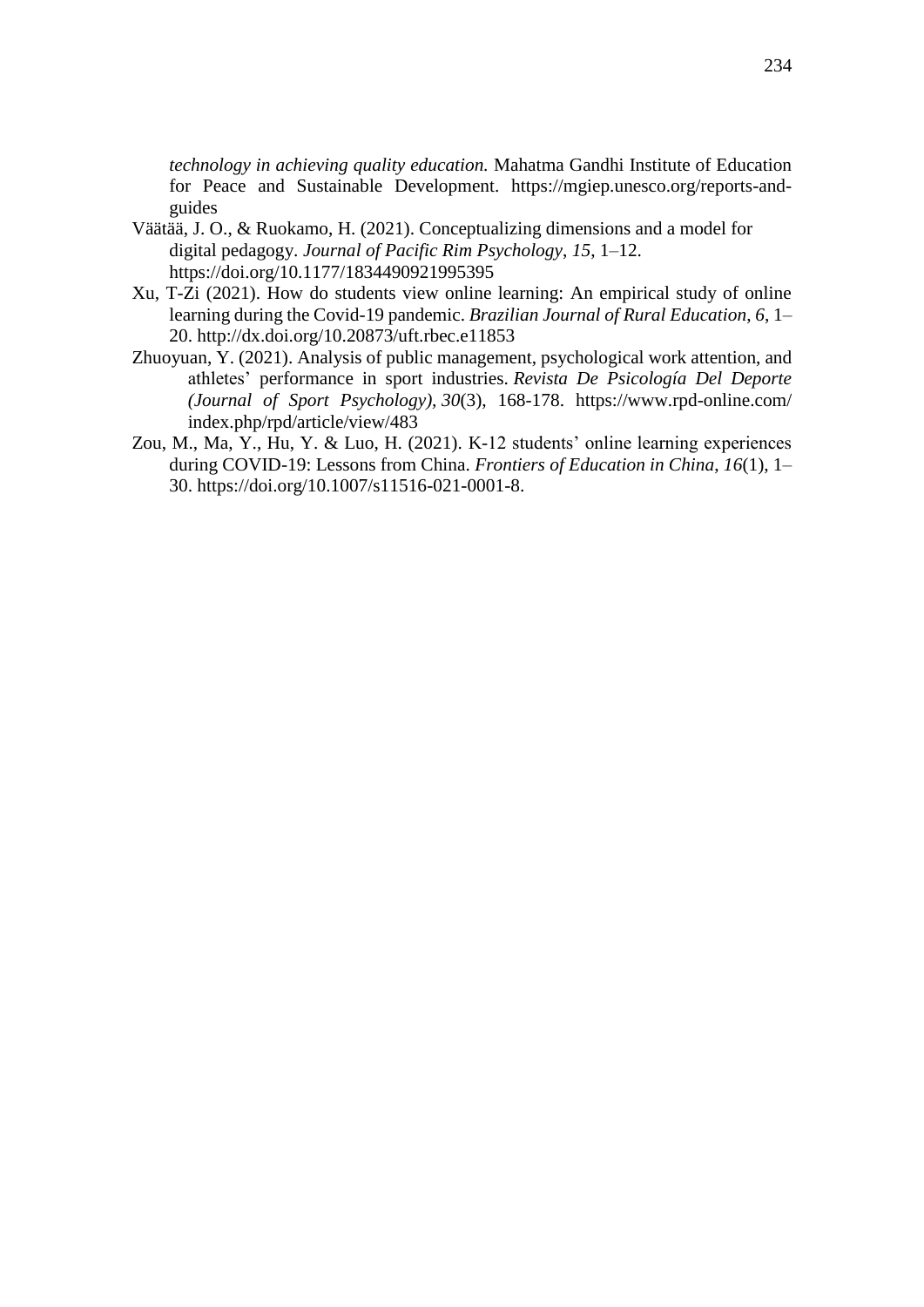*technology in achieving quality education.* Mahatma Gandhi Institute of Education for Peace and Sustainable Development. https://mgiep.unesco.org/reports-and-guides

Väätää, J. O., & Ruokamo, H. (2021). Conceptualizing dimensions and a model for digital pedagogy. *Journal of Pacific Rim Psychology*, *15*, 1–12. https://doi.org/10.1177/1834490921995395

Xu, T-Zi (2021). How do students view online learning: An empirical study of online learning during the Covid-19 pandemic. *Brazilian Journal of Rural Education*, *6*, 1–20. http://dx.doi.org/10.20873/uft.rbec.e11853

Zhuoyuan, Y. (2021). Analysis of public management, psychological work attention, and athletes' performance in sport industries. *Revista De Psicología Del Deporte (Journal of Sport Psychology)*, *30*(3), 168-178. https://www.rpd-online.com/index.php/rpd/article/view/483

Zou, M., Ma, Y., Hu, Y. & Luo, H. (2021). K-12 students' online learning experiences during COVID-19: Lessons from China. *Frontiers of Education in China*, *16*(1), 1–30. https://doi.org/10.1007/s11516-021-0001-8.